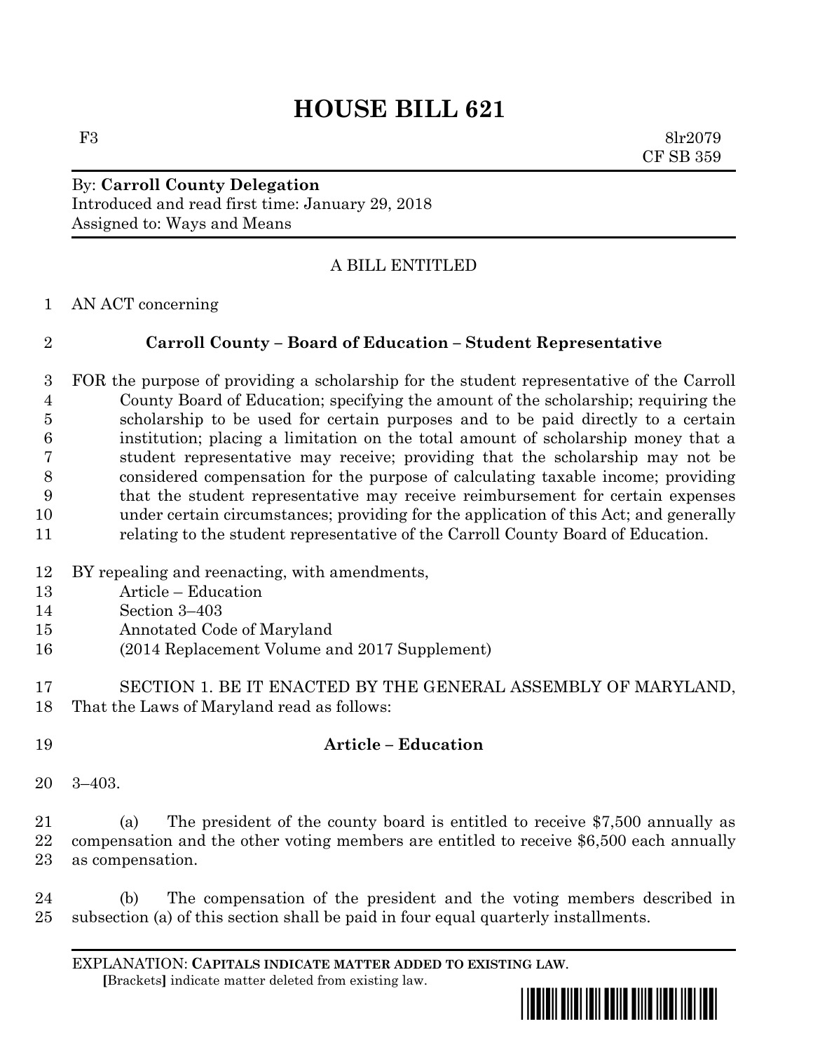# HOUSE BILL 621

F3 8lr2079
CF SB 359

By: **Carroll County Delegation**
Introduced and read first time: January 29, 2018
Assigned to: Ways and Means

A BILL ENTITLED

AN ACT concerning

**Carroll County – Board of Education – Student Representative**

FOR the purpose of providing a scholarship for the student representative of the Carroll County Board of Education; specifying the amount of the scholarship; requiring the scholarship to be used for certain purposes and to be paid directly to a certain institution; placing a limitation on the total amount of scholarship money that a student representative may receive; providing that the scholarship may not be considered compensation for the purpose of calculating taxable income; providing that the student representative may receive reimbursement for certain expenses under certain circumstances; providing for the application of this Act; and generally relating to the student representative of the Carroll County Board of Education.

BY repealing and reenacting, with amendments,
Article – Education
Section 3–403
Annotated Code of Maryland
(2014 Replacement Volume and 2017 Supplement)

SECTION 1. BE IT ENACTED BY THE GENERAL ASSEMBLY OF MARYLAND, That the Laws of Maryland read as follows:

**Article – Education**

3–403.

(a) The president of the county board is entitled to receive $7,500 annually as compensation and the other voting members are entitled to receive $6,500 each annually as compensation.

(b) The compensation of the president and the voting members described in subsection (a) of this section shall be paid in four equal quarterly installments.

EXPLANATION: **CAPITALS INDICATE MATTER ADDED TO EXISTING LAW.**
**[**Brackets**]** indicate matter deleted from existing law.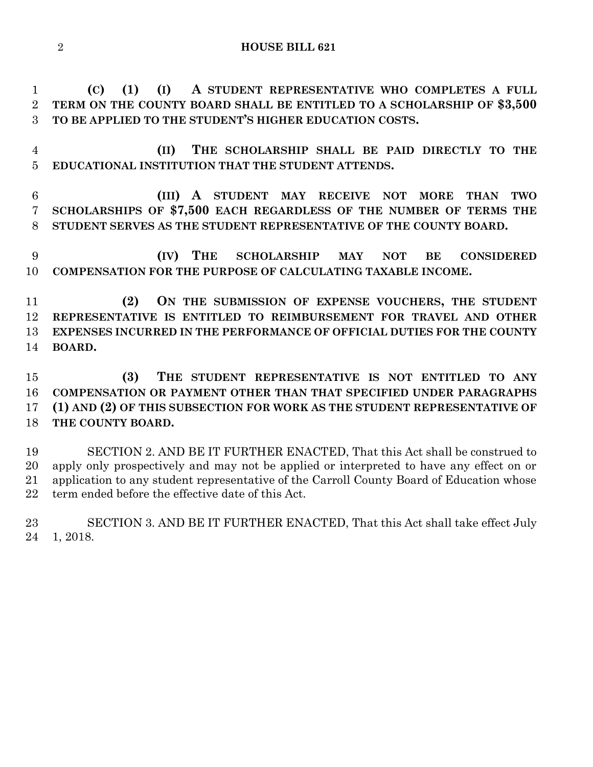**(C) (1) (I) A STUDENT REPRESENTATIVE WHO COMPLETES A FULL TERM ON THE COUNTY BOARD SHALL BE ENTITLED TO A SCHOLARSHIP OF $3,500 TO BE APPLIED TO THE STUDENT'S HIGHER EDUCATION COSTS.**

**(II) THE SCHOLARSHIP SHALL BE PAID DIRECTLY TO THE EDUCATIONAL INSTITUTION THAT THE STUDENT ATTENDS.**

**(III) A STUDENT MAY RECEIVE NOT MORE THAN TWO SCHOLARSHIPS OF $7,500 EACH REGARDLESS OF THE NUMBER OF TERMS THE STUDENT SERVES AS THE STUDENT REPRESENTATIVE OF THE COUNTY BOARD.**

**(IV) THE SCHOLARSHIP MAY NOT BE CONSIDERED COMPENSATION FOR THE PURPOSE OF CALCULATING TAXABLE INCOME.**

**(2) ON THE SUBMISSION OF EXPENSE VOUCHERS, THE STUDENT REPRESENTATIVE IS ENTITLED TO REIMBURSEMENT FOR TRAVEL AND OTHER EXPENSES INCURRED IN THE PERFORMANCE OF OFFICIAL DUTIES FOR THE COUNTY BOARD.**

**(3) THE STUDENT REPRESENTATIVE IS NOT ENTITLED TO ANY COMPENSATION OR PAYMENT OTHER THAN THAT SPECIFIED UNDER PARAGRAPHS (1) AND (2) OF THIS SUBSECTION FOR WORK AS THE STUDENT REPRESENTATIVE OF THE COUNTY BOARD.**

SECTION 2. AND BE IT FURTHER ENACTED, That this Act shall be construed to apply only prospectively and may not be applied or interpreted to have any effect on or application to any student representative of the Carroll County Board of Education whose term ended before the effective date of this Act.

SECTION 3. AND BE IT FURTHER ENACTED, That this Act shall take effect July 1, 2018.